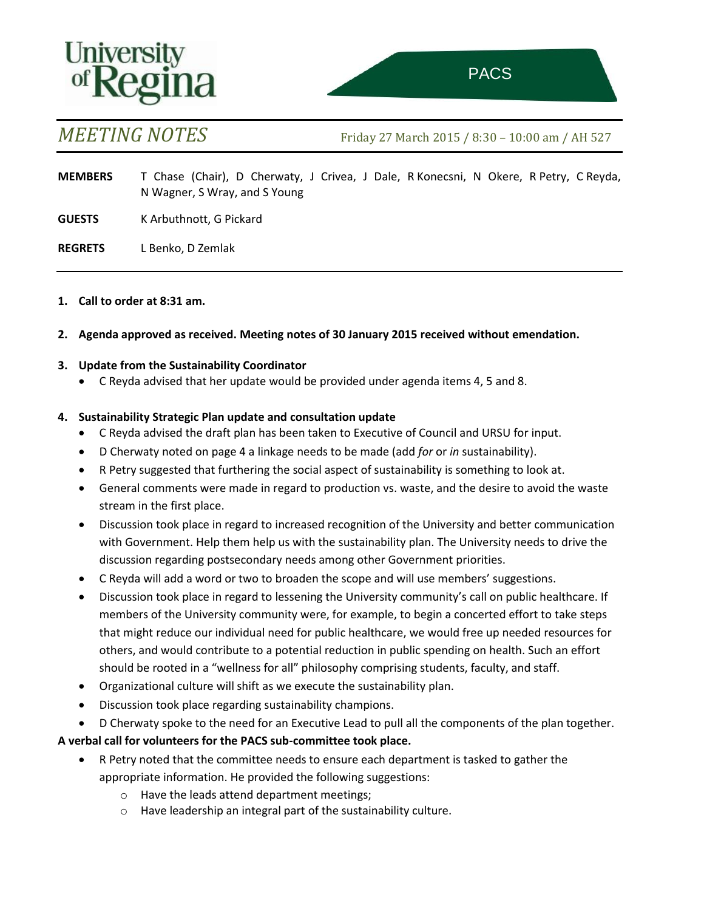University of Regina

PACS

# *MEETING NOTES*

Friday 27 March 2015 / 8:30 – 10:00 am / AH 527

**MEMBERS** T Chase (Chair), D Cherwaty, J Crivea, J Dale, R Konecsni, N Okere, R Petry, C Reyda, N Wagner, S Wray, and S Young

**GUESTS** K Arbuthnott, G Pickard

**REGRETS** L Benko, D Zemlak

---

1. **Call to order at 8:31 am.**

2. **Agenda approved as received. Meeting notes of 30 January 2015 received without emendation.**

3. **Update from the Sustainability Coordinator**
   - C Reyda advised that her update would be provided under agenda items 4, 5 and 8.

4. **Sustainability Strategic Plan update and consultation update**
   - C Reyda advised the draft plan has been taken to Executive of Council and URSU for input.
   - D Cherwaty noted on page 4 a linkage needs to be made (add *for* or *in* sustainability).
   - R Petry suggested that furthering the social aspect of sustainability is something to look at.
   - General comments were made in regard to production vs. waste, and the desire to avoid the waste stream in the first place.
   - Discussion took place in regard to increased recognition of the University and better communication with Government. Help them help us with the sustainability plan. The University needs to drive the discussion regarding postsecondary needs among other Government priorities.
   - C Reyda will add a word or two to broaden the scope and will use members' suggestions.
   - Discussion took place in regard to lessening the University community's call on public healthcare. If members of the University community were, for example, to begin a concerted effort to take steps that might reduce our individual need for public healthcare, we would free up needed resources for others, and would contribute to a potential reduction in public spending on health. Such an effort should be rooted in a "wellness for all" philosophy comprising students, faculty, and staff.
   - Organizational culture will shift as we execute the sustainability plan.
   - Discussion took place regarding sustainability champions.
   - D Cherwaty spoke to the need for an Executive Lead to pull all the components of the plan together.

**A verbal call for volunteers for the PACS sub-committee took place.**

   - R Petry noted that the committee needs to ensure each department is tasked to gather the appropriate information. He provided the following suggestions:
     - Have the leads attend department meetings;
     - Have leadership an integral part of the sustainability culture.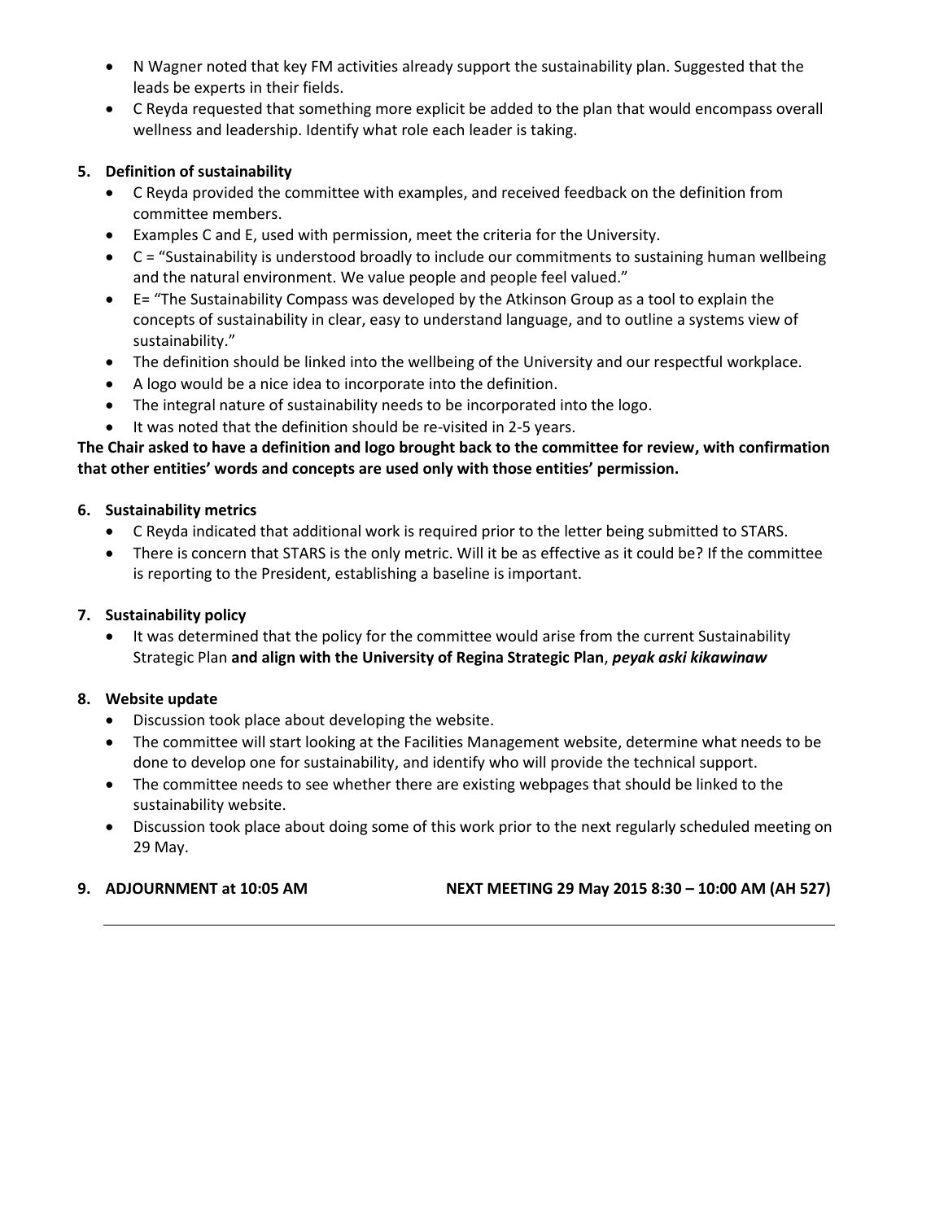- N Wagner noted that key FM activities already support the sustainability plan. Suggested that the leads be experts in their fields.
- C Reyda requested that something more explicit be added to the plan that would encompass overall wellness and leadership. Identify what role each leader is taking.

**5. Definition of sustainability**

- C Reyda provided the committee with examples, and received feedback on the definition from committee members.
- Examples C and E, used with permission, meet the criteria for the University.
- C = "Sustainability is understood broadly to include our commitments to sustaining human wellbeing and the natural environment. We value people and people feel valued."
- E= "The Sustainability Compass was developed by the Atkinson Group as a tool to explain the concepts of sustainability in clear, easy to understand language, and to outline a systems view of sustainability."
- The definition should be linked into the wellbeing of the University and our respectful workplace.
- A logo would be a nice idea to incorporate into the definition.
- The integral nature of sustainability needs to be incorporated into the logo.
- It was noted that the definition should be re-visited in 2-5 years.

**The Chair asked to have a definition and logo brought back to the committee for review, with confirmation that other entities' words and concepts are used only with those entities' permission.**

**6. Sustainability metrics**

- C Reyda indicated that additional work is required prior to the letter being submitted to STARS.
- There is concern that STARS is the only metric. Will it be as effective as it could be? If the committee is reporting to the President, establishing a baseline is important.

**7. Sustainability policy**

- It was determined that the policy for the committee would arise from the current Sustainability Strategic Plan **and align with the University of Regina Strategic Plan**, ***peyak aski kikawinaw***

**8. Website update**

- Discussion took place about developing the website.
- The committee will start looking at the Facilities Management website, determine what needs to be done to develop one for sustainability, and identify who will provide the technical support.
- The committee needs to see whether there are existing webpages that should be linked to the sustainability website.
- Discussion took place about doing some of this work prior to the next regularly scheduled meeting on 29 May.

**9. ADJOURNMENT at 10:05 AM** **NEXT MEETING 29 May 2015 8:30 – 10:00 AM (AH 527)**